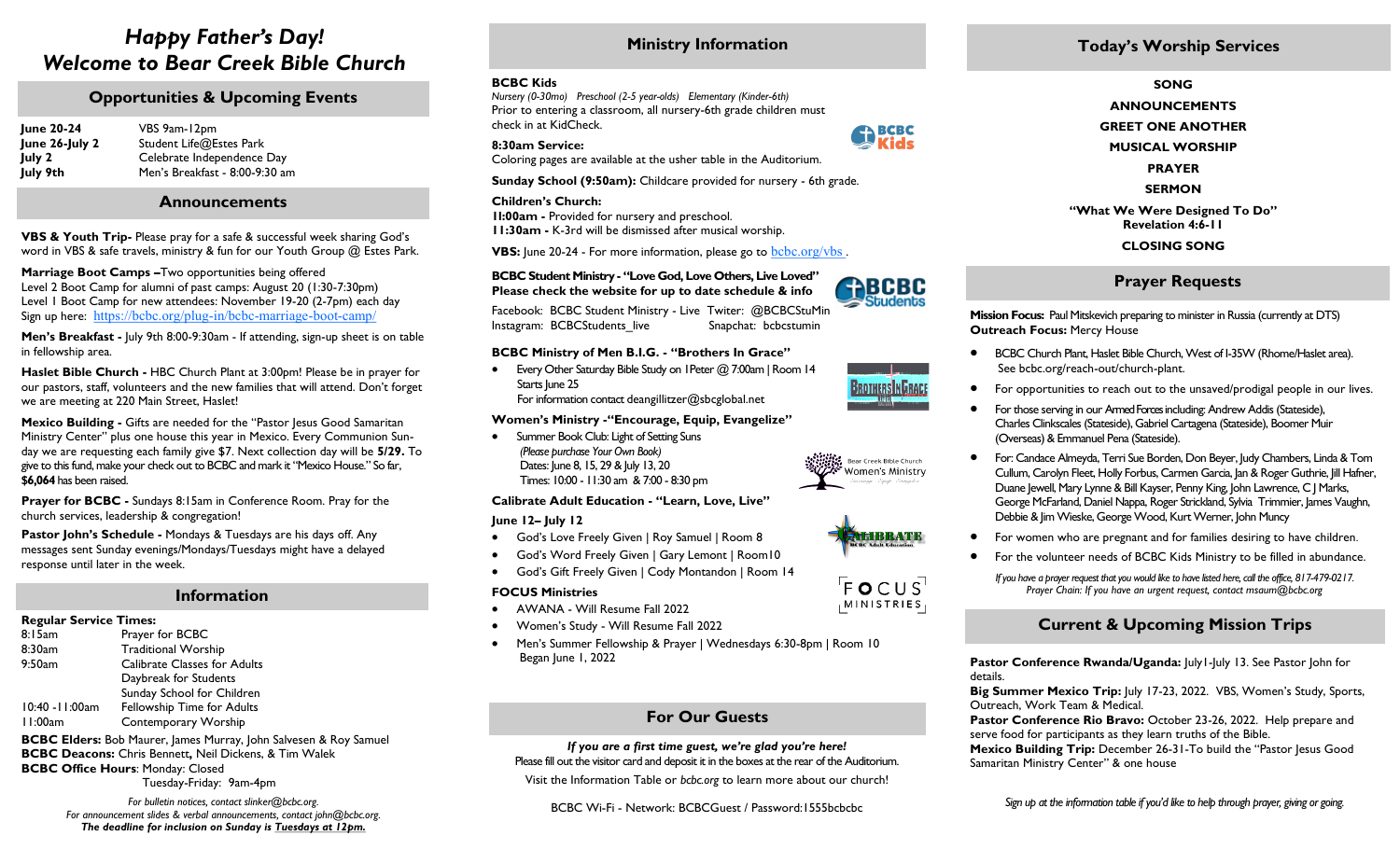# *Happy Father's Day!*
# *Welcome to Bear Creek Bible Church*

## Opportunities & Upcoming Events

| | |
|---|---|
| **June 20-24** | VBS 9am-12pm |
| **June 26-July 2** | Student Life@Estes Park |
| **July 2** | Celebrate Independence Day |
| **July 9th** | Men's Breakfast - 8:00-9:30 am |

## Announcements

**VBS & Youth Trip-** Please pray for a safe & successful week sharing God's word in VBS & safe travels, ministry & fun for our Youth Group @ Estes Park.

**Marriage Boot Camps –**Two opportunities being offered
Level 2 Boot Camp for alumni of past camps: August 20 (1:30-7:30pm)
Level 1 Boot Camp for new attendees: November 19-20 (2-7pm) each day
Sign up here: https://bcbc.org/plug-in/bcbc-marriage-boot-camp/

**Men's Breakfast -** July 9th 8:00-9:30am - If attending, sign-up sheet is on table in fellowship area.

**Haslet Bible Church -** HBC Church Plant at 3:00pm! Please be in prayer for our pastors, staff, volunteers and the new families that will attend. Don't forget we are meeting at 220 Main Street, Haslet!

**Mexico Building -** Gifts are needed for the "Pastor Jesus Good Samaritan Ministry Center" plus one house this year in Mexico. Every Communion Sunday we are requesting each family give $7. Next collection day will be **5/29.** To give to this fund, make your check out to BCBC and mark it "Mexico House." So far, **$6,064** has been raised.

**Prayer for BCBC -** Sundays 8:15am in Conference Room. Pray for the church services, leadership & congregation!

**Pastor John's Schedule -** Mondays & Tuesdays are his days off. Any messages sent Sunday evenings/Mondays/Tuesdays might have a delayed response until later in the week.

## Information

**Regular Service Times:**

| | |
|---|---|
| 8:15am | Prayer for BCBC |
| 8:30am | Traditional Worship |
| 9:50am | Calibrate Classes for Adults<br>Daybreak for Students<br>Sunday School for Children |
| 10:40 -11:00am | Fellowship Time for Adults |
| 11:00am | Contemporary Worship |

**BCBC Elders:** Bob Maurer, James Murray, John Salvesen & Roy Samuel
**BCBC Deacons:** Chris Bennett, Neil Dickens, & Tim Walek
**BCBC Office Hours**: Monday: Closed
Tuesday-Friday: 9am-4pm

*For bulletin notices, contact slinker@bcbc.org.*
*For announcement slides & verbal announcements, contact john@bcbc.org.*
***The deadline for inclusion on Sunday is Tuesdays at 12pm.***

## Ministry Information

**BCBC Kids**
*Nursery (0-30mo) Preschool (2-5 year-olds) Elementary (Kinder-6th)*
Prior to entering a classroom, all nursery-6th grade children must check in at KidCheck.

**8:30am Service:**
Coloring pages are available at the usher table in the Auditorium.

**Sunday School (9:50am):** Childcare provided for nursery - 6th grade.

**Children's Church:**
**11:00am -** Provided for nursery and preschool.
**11:30am -** K-3rd will be dismissed after musical worship.

**VBS:** June 20-24 - For more information, please go to bcbc.org/vbs .

**BCBC Student Ministry - "Love God, Love Others, Live Loved"**
**Please check the website for up to date schedule & info**

Facebook: BCBC Student Ministry - Live Twitter: @BCBCStuMin
Instagram: BCBCStudents_live Snapchat: bcbcstumin

**BCBC Ministry of Men B.I.G. - "Brothers In Grace"**

- Every Other Saturday Bible Study on 1Peter @ 7:00am | Room 14
  Starts June 25
  For information contact deangillitzer@sbcglobal.net

**Women's Ministry -"Encourage, Equip, Evangelize"**

- Summer Book Club: Light of Setting Suns
  *(Please purchase Your Own Book)*
  Dates: June 8, 15, 29 & July 13, 20
  Times: 10:00 - 11:30 am & 7:00 - 8:30 pm

**Calibrate Adult Education - "Learn, Love, Live"**

**June 12– July 12**

- God's Love Freely Given | Roy Samuel | Room 8
- God's Word Freely Given | Gary Lemont | Room10
- God's Gift Freely Given | Cody Montandon | Room 14

**FOCUS Ministries**

- AWANA - Will Resume Fall 2022
- Women's Study - Will Resume Fall 2022
- Men's Summer Fellowship & Prayer | Wednesdays 6:30-8pm | Room 10
  Began June 1, 2022

## For Our Guests

***If you are a first time guest, we're glad you're here!***
Please fill out the visitor card and deposit it in the boxes at the rear of the Auditorium.
Visit the Information Table or *bcbc.org* to learn more about our church!

BCBC Wi-Fi - Network: BCBCGuest / Password:1555bcbcbc

## Today's Worship Services

**SONG**
**ANNOUNCEMENTS**
**GREET ONE ANOTHER**
**MUSICAL WORSHIP**
**PRAYER**
**SERMON**
**"What We Were Designed To Do"**
**Revelation 4:6-11**
**CLOSING SONG**

## Prayer Requests

**Mission Focus:** Paul Mitskevich preparing to minister in Russia (currently at DTS)
**Outreach Focus:** Mercy House

- BCBC Church Plant, Haslet Bible Church, West of I-35W (Rhome/Haslet area). See bcbc.org/reach-out/church-plant.
- For opportunities to reach out to the unsaved/prodigal people in our lives.
- For those serving in our Armed Forces including: Andrew Addis (Stateside), Charles Clinkscales (Stateside), Gabriel Cartagena (Stateside), Boomer Muir (Overseas) & Emmanuel Pena (Stateside).
- For: Candace Almeyda, Terri Sue Borden, Don Beyer, Judy Chambers, Linda & Tom Cullum, Carolyn Fleet, Holly Forbus, Carmen Garcia, Jan & Roger Guthrie, Jill Hafner, Duane Jewell, Mary Lynne & Bill Kayser, Penny King, John Lawrence, C J Marks, George McFarland, Daniel Nappa, Roger Strickland, Sylvia Trimmier, James Vaughn, Debbie & Jim Wieske, George Wood, Kurt Werner, John Muncy
- For women who are pregnant and for families desiring to have children.
- For the volunteer needs of BCBC Kids Ministry to be filled in abundance.

*If you have a prayer request that you would like to have listed here, call the office, 817-479-0217.*
*Prayer Chain: If you have an urgent request, contact msaum@bcbc.org*

## Current & Upcoming Mission Trips

**Pastor Conference Rwanda/Uganda:** July1-July 13. See Pastor John for details.
**Big Summer Mexico Trip:** July 17-23, 2022. VBS, Women's Study, Sports, Outreach, Work Team & Medical.
**Pastor Conference Rio Bravo:** October 23-26, 2022. Help prepare and serve food for participants as they learn truths of the Bible.
**Mexico Building Trip:** December 26-31-To build the "Pastor Jesus Good Samaritan Ministry Center" & one house

*Sign up at the information table if you'd like to help through prayer, giving or going.*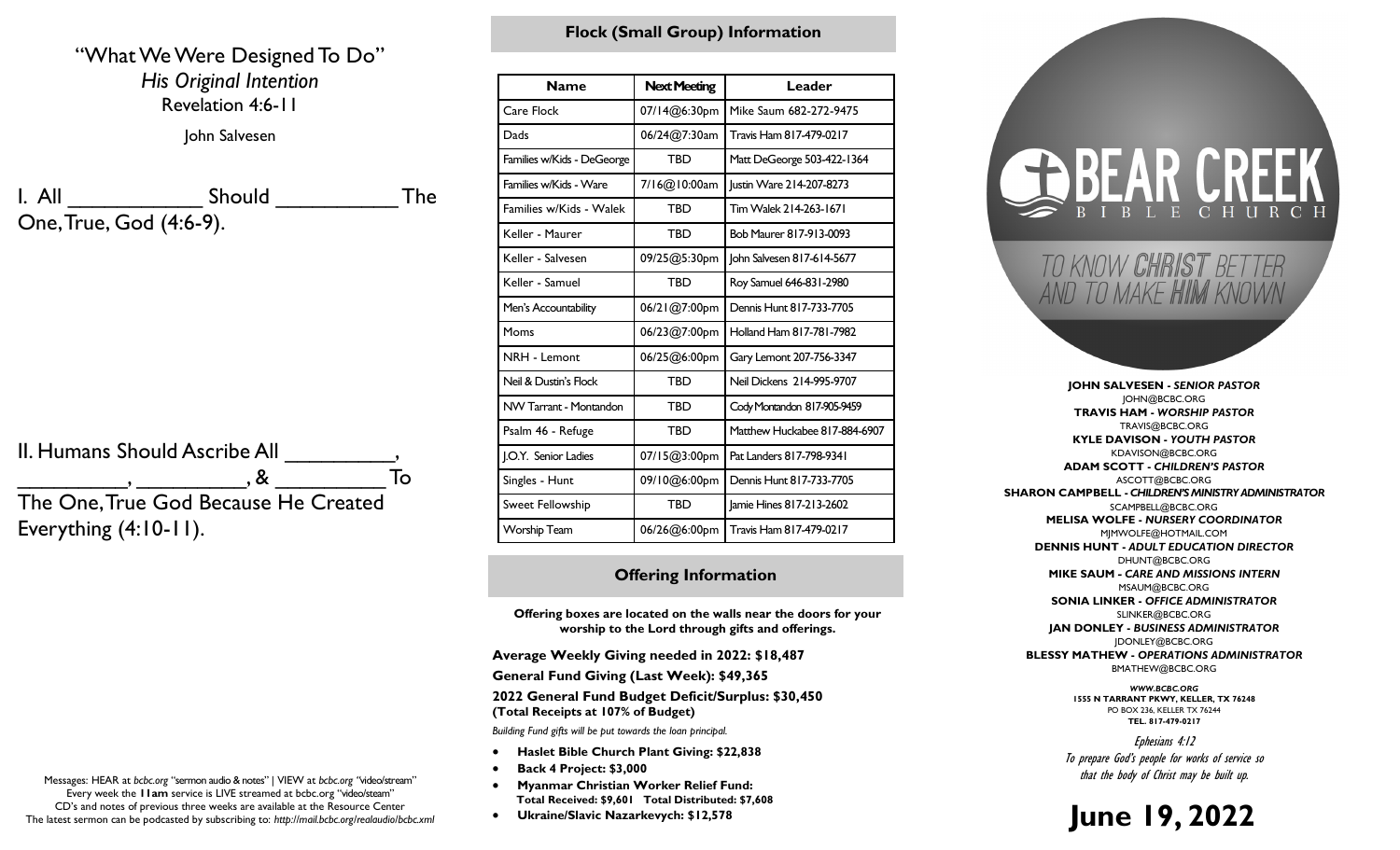"What We Were Designed To Do"

*His Original Intention*

Revelation 4:6-11

John Salvesen

I. All ___________ Should __________ The One, True, God (4:6-9).

II. Humans Should Ascribe All _________, _________, _________, & _________ To The One, True God Because He Created Everything (4:10-11).

Messages: HEAR at *bcbc.org* "sermon audio & notes" | VIEW at *bcbc.org* "video/stream"
Every week the **11am** service is LIVE streamed at bcbc.org "video/steam"
CD's and notes of previous three weeks are available at the Resource Center
The latest sermon can be podcasted by subscribing to: *http://mail.bcbc.org/realaudio/bcbc.xml*

## Flock (Small Group) Information

| Name | Next Meeting | Leader |
|---|---|---|
| Care Flock | 07/14@6:30pm | Mike Saum 682-272-9475 |
| Dads | 06/24@7:30am | Travis Ham 817-479-0217 |
| Families w/Kids - DeGeorge | TBD | Matt DeGeorge 503-422-1364 |
| Families w/Kids - Ware | 7/16@10:00am | Justin Ware 214-207-8273 |
| Families w/Kids - Walek | TBD | Tim Walek 214-263-1671 |
| Keller - Maurer | TBD | Bob Maurer 817-913-0093 |
| Keller - Salvesen | 09/25@5:30pm | John Salvesen 817-614-5677 |
| Keller - Samuel | TBD | Roy Samuel 646-831-2980 |
| Men's Accountability | 06/21@7:00pm | Dennis Hunt 817-733-7705 |
| Moms | 06/23@7:00pm | Holland Ham 817-781-7982 |
| NRH - Lemont | 06/25@6:00pm | Gary Lemont 207-756-3347 |
| Neil & Dustin's Flock | TBD | Neil Dickens 214-995-9707 |
| NW Tarrant - Montandon | TBD | Cody Montandon 817-905-9459 |
| Psalm 46 - Refuge | TBD | Matthew Huckabee 817-884-6907 |
| J.O.Y. Senior Ladies | 07/15@3:00pm | Pat Landers 817-798-9341 |
| Singles - Hunt | 09/10@6:00pm | Dennis Hunt 817-733-7705 |
| Sweet Fellowship | TBD | Jamie Hines 817-213-2602 |
| Worship Team | 06/26@6:00pm | Travis Ham 817-479-0217 |

## Offering Information

**Offering boxes are located on the walls near the doors for your worship to the Lord through gifts and offerings.**

**Average Weekly Giving needed in 2022: $18,487**

**General Fund Giving (Last Week): $49,365**

**2022 General Fund Budget Deficit/Surplus: $30,450**
**(Total Receipts at 107% of Budget)**

*Building Fund gifts will be put towards the loan principal.*

- **Haslet Bible Church Plant Giving: $22,838**
- **Back 4 Project: $3,000**
- **Myanmar Christian Worker Relief Fund:**
  **Total Received: $9,601 Total Distributed: $7,608**
- **Ukraine/Slavic Nazarkevych: $12,578**

BEAR CREEK BIBLE CHURCH

TO KNOW CHRIST BETTER AND TO MAKE HIM KNOWN

**JOHN SALVESEN** - ***SENIOR PASTOR***
JOHN@BCBC.ORG
**TRAVIS HAM** - ***WORSHIP PASTOR***
TRAVIS@BCBC.ORG
**KYLE DAVISON** - ***YOUTH PASTOR***
KDAVISON@BCBC.ORG
**ADAM SCOTT** - ***CHILDREN'S PASTOR***
ASCOTT@BCBC.ORG
**SHARON CAMPBELL** - ***CHILDREN'S MINISTRY ADMINISTRATOR***
SCAMPBELL@BCBC.ORG
**MELISA WOLFE** - ***NURSERY COORDINATOR***
MJMWOLFE@HOTMAIL.COM
**DENNIS HUNT** - ***ADULT EDUCATION DIRECTOR***
DHUNT@BCBC.ORG
**MIKE SAUM** - ***CARE AND MISSIONS INTERN***
MSAUM@BCBC.ORG
**SONIA LINKER** - ***OFFICE ADMINISTRATOR***
SLINKER@BCBC.ORG
**JAN DONLEY** - ***BUSINESS ADMINISTRATOR***
JDONLEY@BCBC.ORG
**BLESSY MATHEW** - ***OPERATIONS ADMINISTRATOR***
BMATHEW@BCBC.ORG

***WWW.BCBC.ORG***
**1555 N TARRANT PKWY, KELLER, TX 76248**
PO BOX 236, KELLER TX 76244
**TEL. 817-479-0217**

*Ephesians 4:12*
*To prepare God's people for works of service so that the body of Christ may be built up.*

# June 19, 2022